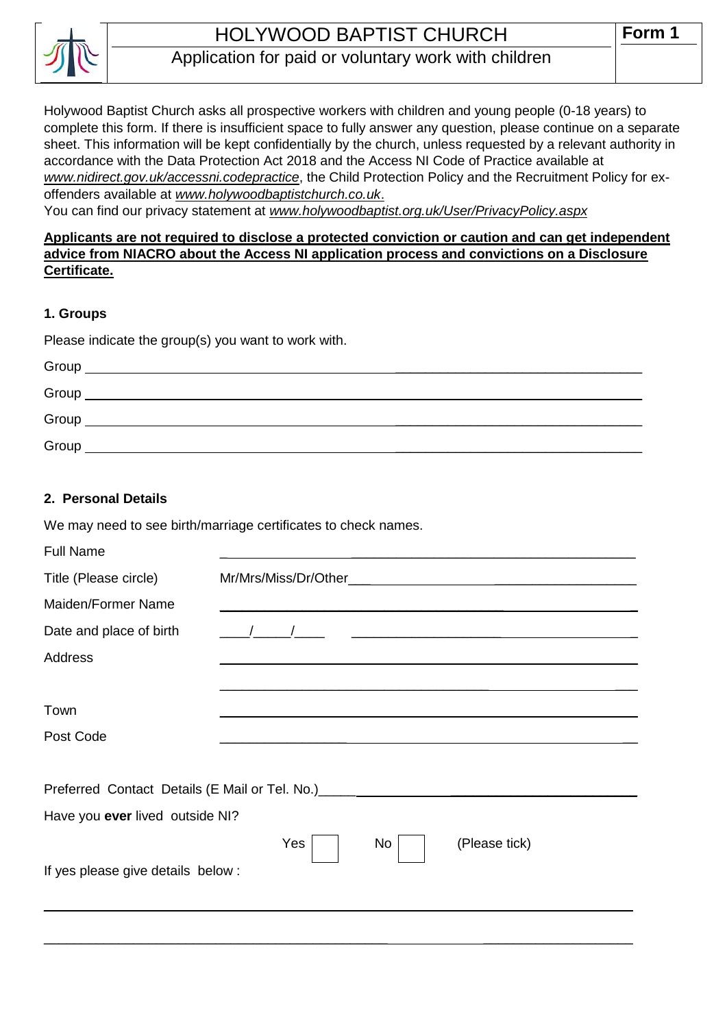# HOLYWOOD BAPTIST CHURCH

**Form 1**

## Application for paid or voluntary work with children

Holywood Baptist Church asks all prospective workers with children and young people (0-18 years) to complete this form. If there is insufficient space to fully answer any question, please continue on a separate sheet. This information will be kept confidentially by the church, unless requested by a relevant authority in accordance with the Data Protection Act 2018 and the Access NI Code of Practice available at *www.nidirect.gov.uk/accessni.codepractice*, the Child Protection Policy and the Recruitment Policy for ex-offenders available at *www.holywoodbaptistchurch.co.uk*.
You can find our privacy statement at *www.holywoodbaptist.org.uk/User/PrivacyPolicy.aspx*

**Applicants are not required to disclose a protected conviction or caution and can get independent advice from NIACRO about the Access NI application process and convictions on a Disclosure Certificate.**

### 1. Groups

Please indicate the group(s) you want to work with.

Group ______________________________________________

Group ______________________________________________

Group ______________________________________________

Group ______________________________________________

### 2. Personal Details

We may need to see birth/marriage certificates to check names.

Full Name ______________________________________________

Title (Please circle) Mr/Mrs/Miss/Dr/Other______________________________

Maiden/Former Name ______________________________________________

Date and place of birth ____/_____/____ ______________________________

Address ______________________________________________

______________________________________________

Town ______________________________________________

Post Code ______________________________________________

Preferred Contact Details (E Mail or Tel. No.)______________________________

Have you **ever** lived outside NI?

Yes ☐ No ☐ (Please tick)

If yes please give details below :

______________________________________________

______________________________________________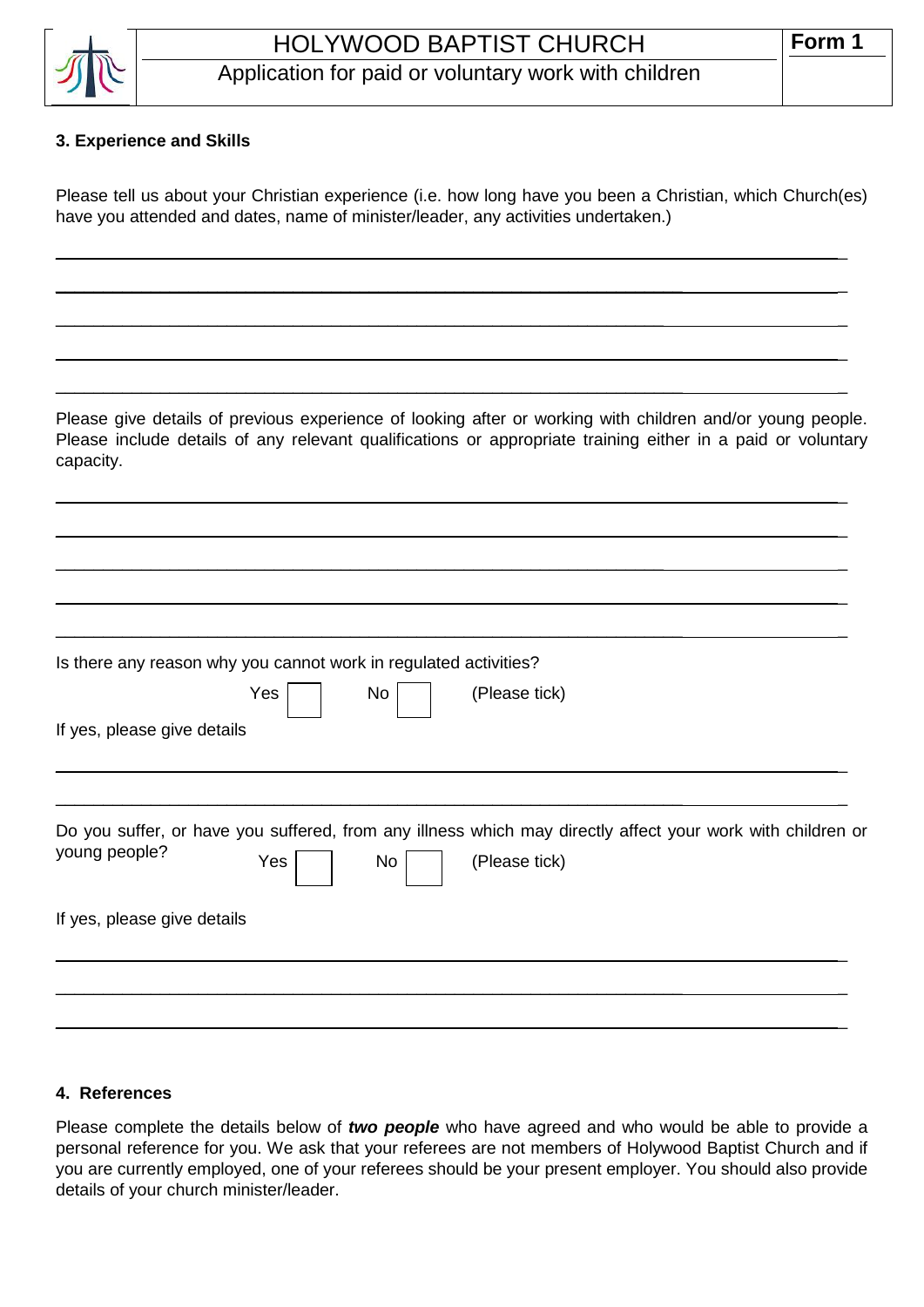# HOLYWOOD BAPTIST CHURCH

## Application for paid or voluntary work with children

**Form 1**

### 3. Experience and Skills

Please tell us about your Christian experience (i.e. how long have you been a Christian, which Church(es) have you attended and dates, name of minister/leader, any activities undertaken.)

______________________________________________________________________________

______________________________________________________________________________

______________________________________________________________________________

______________________________________________________________________________

______________________________________________________________________________

Please give details of previous experience of looking after or working with children and/or young people. Please include details of any relevant qualifications or appropriate training either in a paid or voluntary capacity.

______________________________________________________________________________

______________________________________________________________________________

______________________________________________________________________________

______________________________________________________________________________

______________________________________________________________________________

Is there any reason why you cannot work in regulated activities?

Yes ☐ No ☐ (Please tick)

If yes, please give details

______________________________________________________________________________

______________________________________________________________________________

Do you suffer, or have you suffered, from any illness which may directly affect your work with children or young people?

Yes ☐ No ☐ (Please tick)

If yes, please give details

______________________________________________________________________________

______________________________________________________________________________

______________________________________________________________________________

### 4. References

Please complete the details below of ***two people*** who have agreed and who would be able to provide a personal reference for you. We ask that your referees are not members of Holywood Baptist Church and if you are currently employed, one of your referees should be your present employer. You should also provide details of your church minister/leader.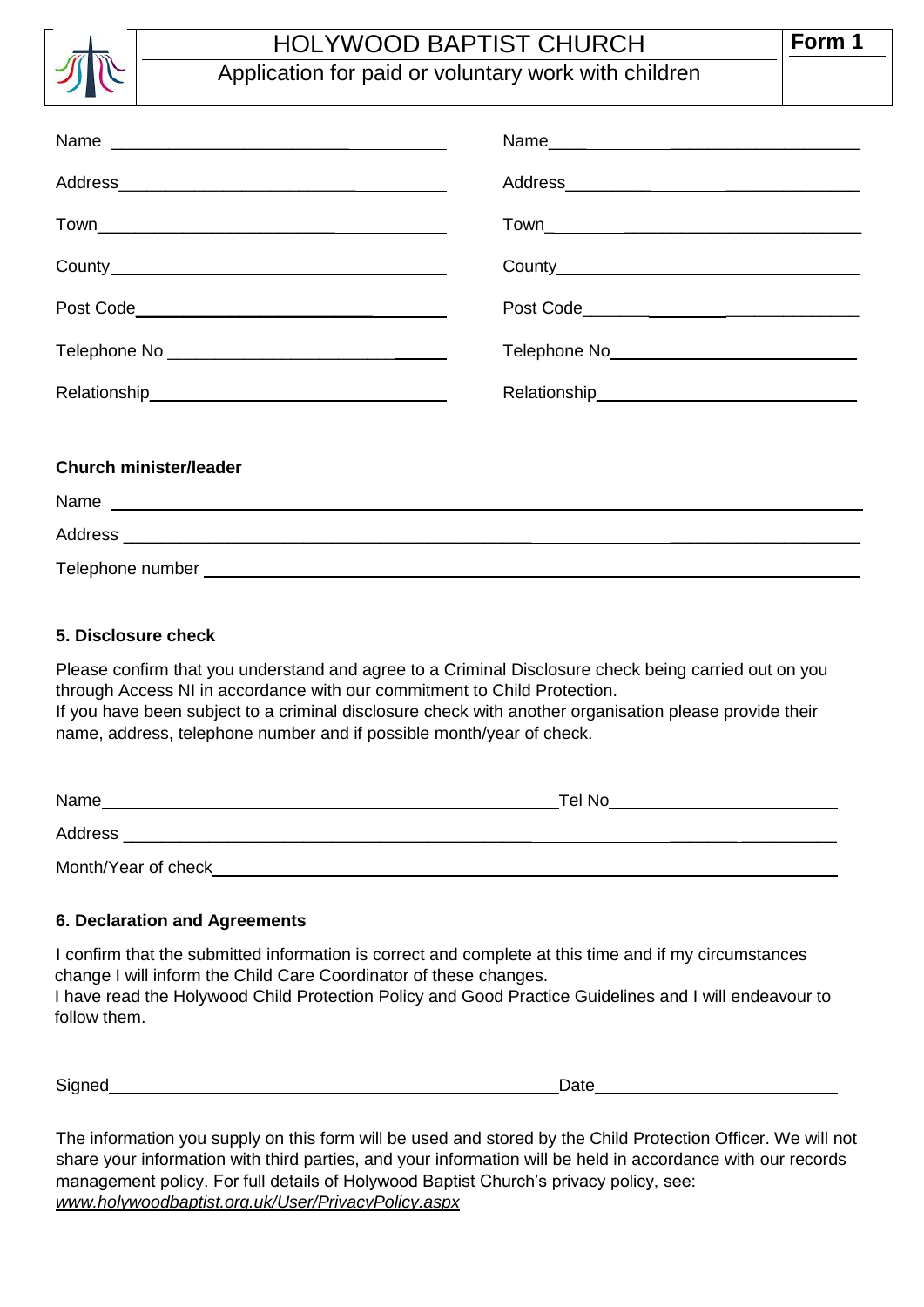# HOLYWOOD BAPTIST CHURCH

## Application for paid or voluntary work with children

**Form 1**

| | |
|---|---|
| Name ________________________ | Name ________________________ |
| Address ________________________ | Address ________________________ |
| Town ________________________ | Town ________________________ |
| County ________________________ | County ________________________ |
| Post Code ________________________ | Post Code ________________________ |
| Telephone No ________________________ | Telephone No ________________________ |
| Relationship ________________________ | Relationship ________________________ |

**Church minister/leader**

Name ________________________________________________

Address ________________________________________________

Telephone number ________________________________________________

**5. Disclosure check**

Please confirm that you understand and agree to a Criminal Disclosure check being carried out on you through Access NI in accordance with our commitment to Child Protection.
If you have been subject to a criminal disclosure check with another organisation please provide their name, address, telephone number and if possible month/year of check.

Name ________________________________ Tel No ________________________

Address ________________________________________________

Month/Year of check ________________________________________________

**6. Declaration and Agreements**

I confirm that the submitted information is correct and complete at this time and if my circumstances change I will inform the Child Care Coordinator of these changes.
I have read the Holywood Child Protection Policy and Good Practice Guidelines and I will endeavour to follow them.

Signed ________________________________ Date ________________________

The information you supply on this form will be used and stored by the Child Protection Officer. We will not share your information with third parties, and your information will be held in accordance with our records management policy. For full details of Holywood Baptist Church's privacy policy, see: *www.holywoodbaptist.org.uk/User/PrivacyPolicy.aspx*